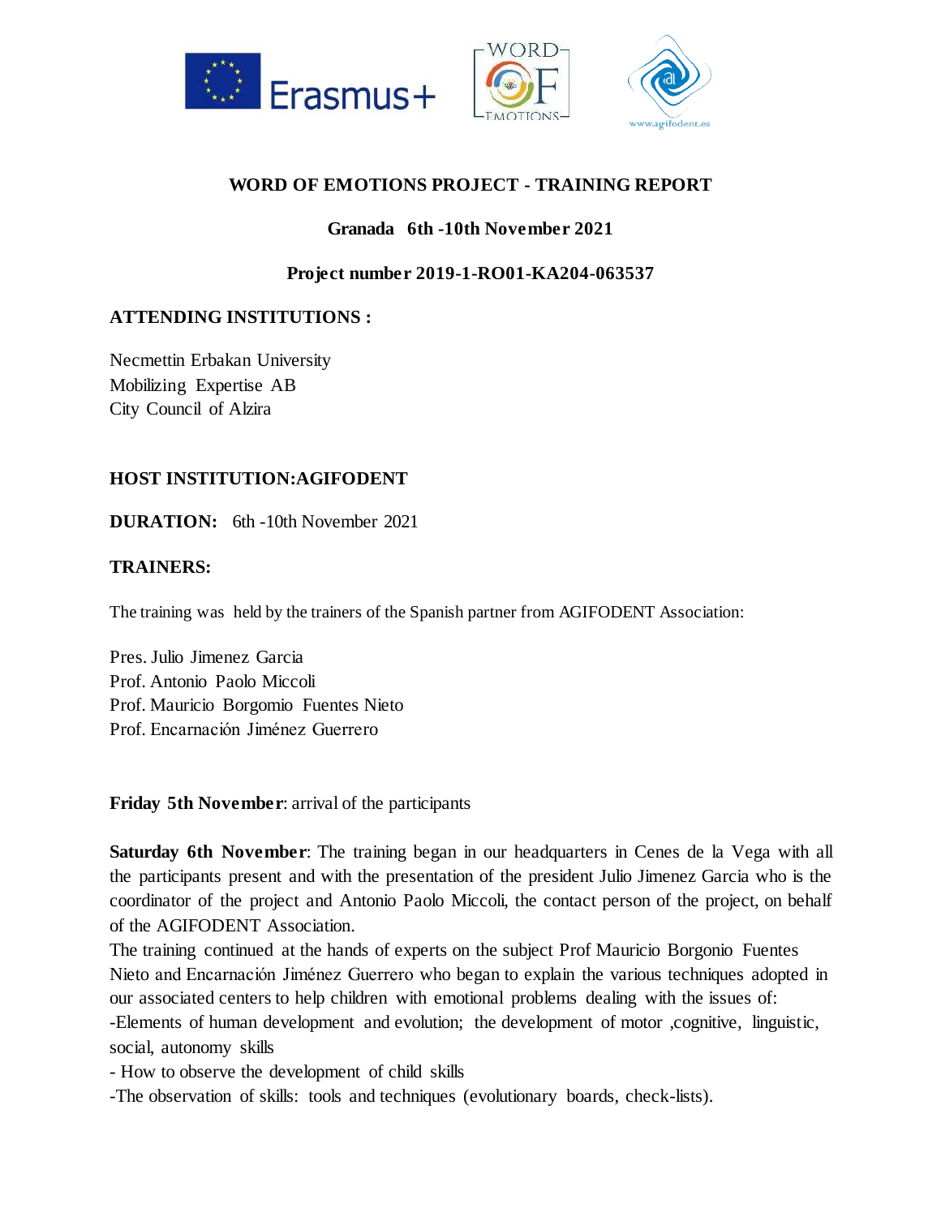# WORD OF EMOTIONS PROJECT - TRAINING REPORT

## Granada 6th -10th November 2021

## Project number 2019-1-RO01-KA204-063537

**ATTENDING INSTITUTIONS :**

Necmettin Erbakan University
Mobilizing Expertise AB
City Council of Alzira

**HOST INSTITUTION:AGIFODENT**

**DURATION:** 6th -10th November 2021

**TRAINERS:**

The training was held by the trainers of the Spanish partner from AGIFODENT Association:

Pres. Julio Jimenez Garcia
Prof. Antonio Paolo Miccoli
Prof. Mauricio Borgomio Fuentes Nieto
Prof. Encarnación Jiménez Guerrero

**Friday 5th November**: arrival of the participants

**Saturday 6th November**: The training began in our headquarters in Cenes de la Vega with all the participants present and with the presentation of the president Julio Jimenez Garcia who is the coordinator of the project and Antonio Paolo Miccoli, the contact person of the project, on behalf of the AGIFODENT Association.

The training continued at the hands of experts on the subject Prof Mauricio Borgonio Fuentes Nieto and Encarnación Jiménez Guerrero who began to explain the various techniques adopted in our associated centers to help children with emotional problems dealing with the issues of:

-Elements of human development and evolution; the development of motor ,cognitive, linguistic, social, autonomy skills

- How to observe the development of child skills

-The observation of skills: tools and techniques (evolutionary boards, check-lists).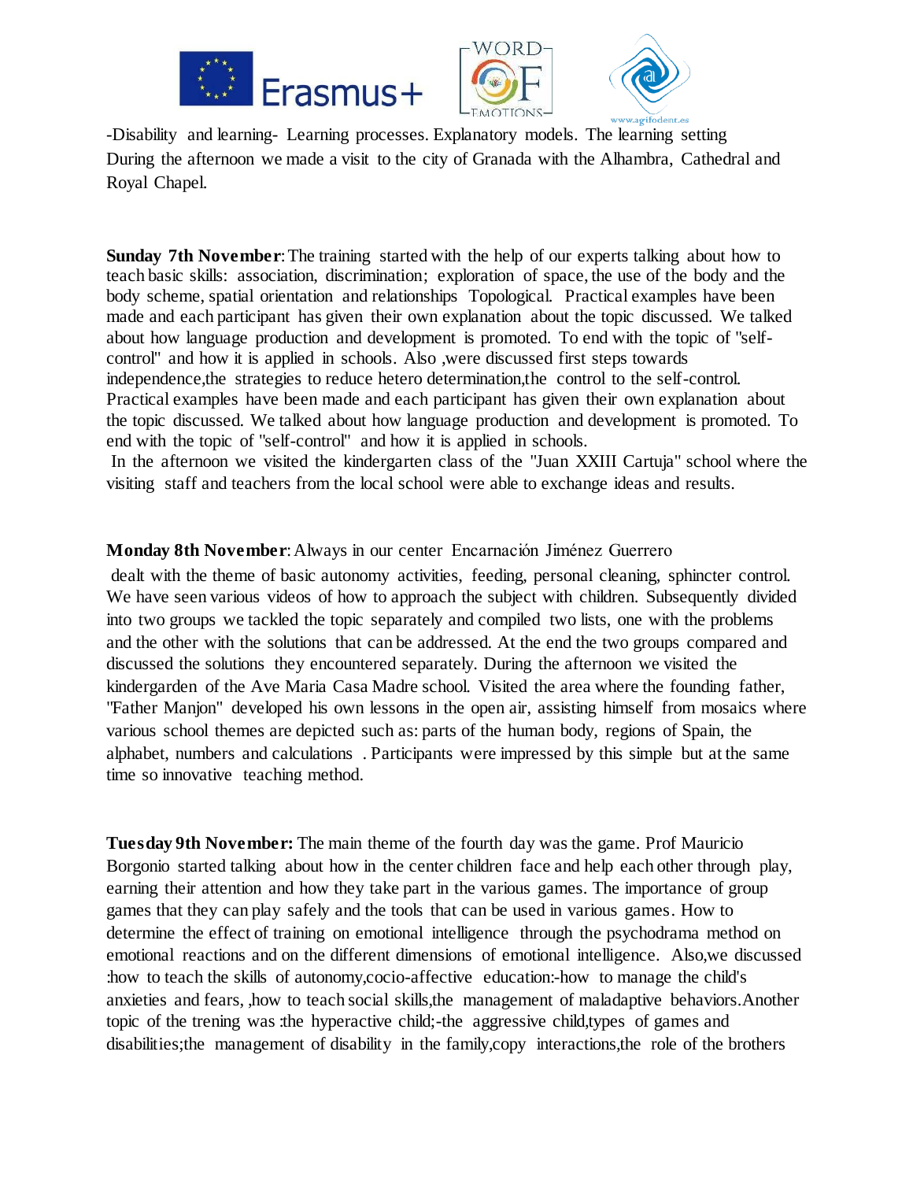-Disability and learning- Learning processes. Explanatory models. The learning setting
During the afternoon we made a visit to the city of Granada with the Alhambra, Cathedral and Royal Chapel.

**Sunday 7th November**: The training started with the help of our experts talking about how to teach basic skills: association, discrimination; exploration of space, the use of the body and the body scheme, spatial orientation and relationships Topological. Practical examples have been made and each participant has given their own explanation about the topic discussed. We talked about how language production and development is promoted. To end with the topic of "self-control" and how it is applied in schools. Also ,were discussed first steps towards independence,the strategies to reduce hetero determination,the control to the self-control. Practical examples have been made and each participant has given their own explanation about the topic discussed. We talked about how language production and development is promoted. To end with the topic of "self-control" and how it is applied in schools.
In the afternoon we visited the kindergarten class of the "Juan XXIII Cartuja" school where the visiting staff and teachers from the local school were able to exchange ideas and results.

**Monday 8th November**: Always in our center Encarnación Jiménez Guerrero dealt with the theme of basic autonomy activities, feeding, personal cleaning, sphincter control. We have seen various videos of how to approach the subject with children. Subsequently divided into two groups we tackled the topic separately and compiled two lists, one with the problems and the other with the solutions that can be addressed. At the end the two groups compared and discussed the solutions they encountered separately. During the afternoon we visited the kindergarden of the Ave Maria Casa Madre school. Visited the area where the founding father, "Father Manjon" developed his own lessons in the open air, assisting himself from mosaics where various school themes are depicted such as: parts of the human body, regions of Spain, the alphabet, numbers and calculations . Participants were impressed by this simple but at the same time so innovative teaching method.

**Tuesday 9th November:** The main theme of the fourth day was the game. Prof Mauricio Borgonio started talking about how in the center children face and help each other through play, earning their attention and how they take part in the various games. The importance of group games that they can play safely and the tools that can be used in various games. How to determine the effect of training on emotional intelligence through the psychodrama method on emotional reactions and on the different dimensions of emotional intelligence. Also,we discussed :how to teach the skills of autonomy,cocio-affective education:-how to manage the child's anxieties and fears, ,how to teach social skills,the management of maladaptive behaviors.Another topic of the trening was :the hyperactive child;-the aggressive child,types of games and disabilities;the management of disability in the family,copy interactions,the role of the brothers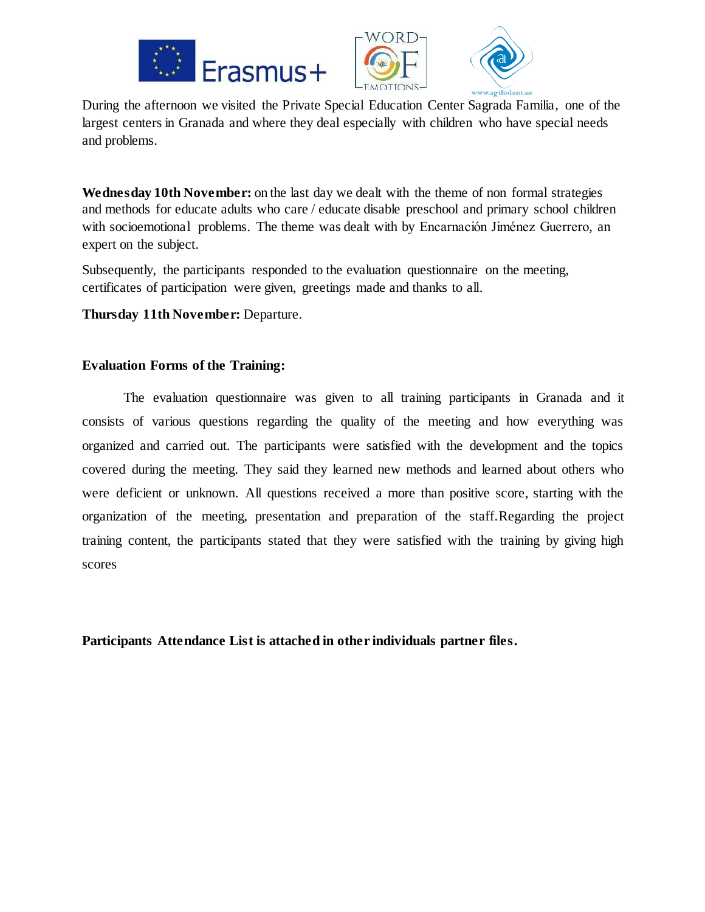During the afternoon we visited the Private Special Education Center Sagrada Familia, one of the largest centers in Granada and where they deal especially with children who have special needs and problems.

**Wednesday 10th November:** on the last day we dealt with the theme of non formal strategies and methods for educate adults who care / educate disable preschool and primary school children with socioemotional problems. The theme was dealt with by Encarnación Jiménez Guerrero, an expert on the subject.

Subsequently, the participants responded to the evaluation questionnaire on the meeting, certificates of participation were given, greetings made and thanks to all.

**Thursday 11th November:** Departure.

**Evaluation Forms of the Training:**

The evaluation questionnaire was given to all training participants in Granada and it consists of various questions regarding the quality of the meeting and how everything was organized and carried out. The participants were satisfied with the development and the topics covered during the meeting. They said they learned new methods and learned about others who were deficient or unknown. All questions received a more than positive score, starting with the organization of the meeting, presentation and preparation of the staff.Regarding the project training content, the participants stated that they were satisfied with the training by giving high scores

**Participants Attendance List is attached in other individuals partner files.**